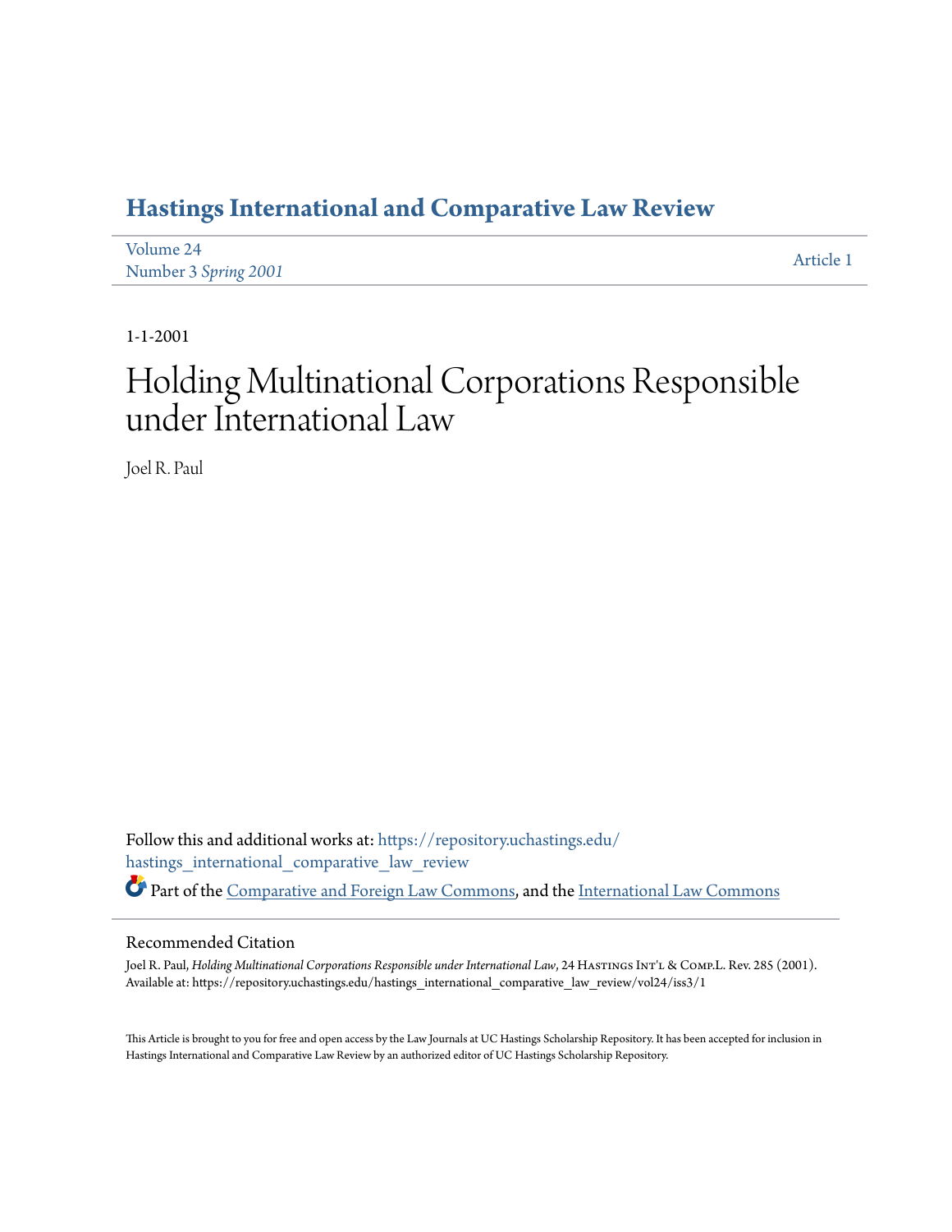# Hastings International and Comparative Law Review

Volume 24
Number 3 *Spring 2001*

Article 1

1-1-2001

# Holding Multinational Corporations Responsible under International Law

Joel R. Paul

Follow this and additional works at: https://repository.uchastings.edu/hastings_international_comparative_law_review

Part of the Comparative and Foreign Law Commons, and the International Law Commons

## Recommended Citation

Joel R. Paul, *Holding Multinational Corporations Responsible under International Law*, 24 Hastings Int'l & Comp.L. Rev. 285 (2001).
Available at: https://repository.uchastings.edu/hastings_international_comparative_law_review/vol24/iss3/1

This Article is brought to you for free and open access by the Law Journals at UC Hastings Scholarship Repository. It has been accepted for inclusion in Hastings International and Comparative Law Review by an authorized editor of UC Hastings Scholarship Repository.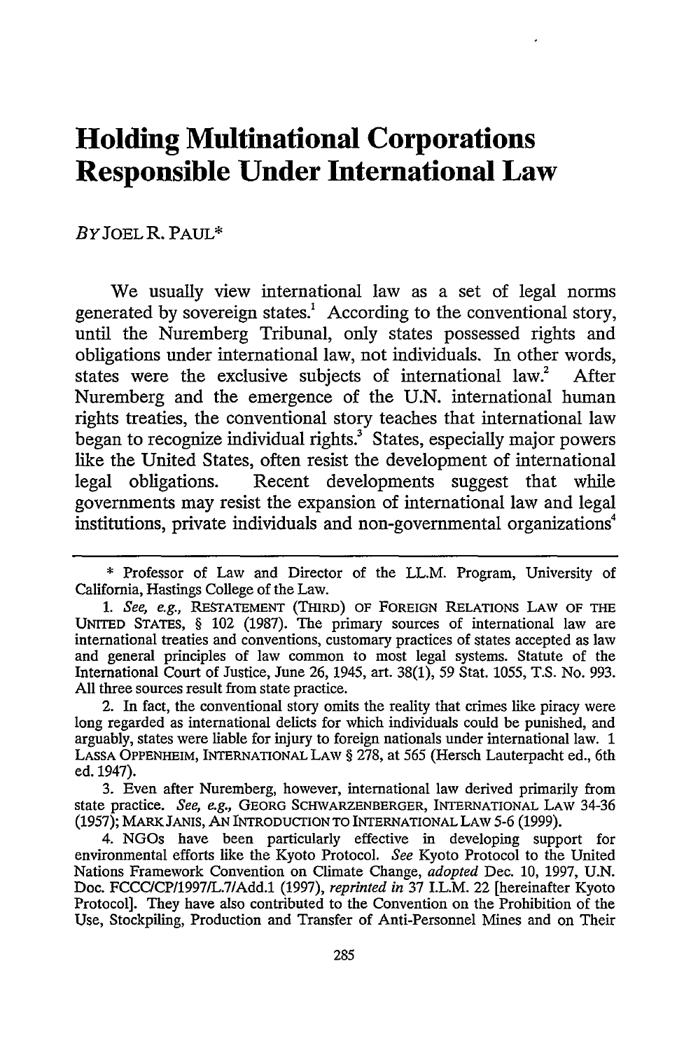# Holding Multinational Corporations Responsible Under International Law

*By* JOEL R. PAUL*

We usually view international law as a set of legal norms generated by sovereign states.[1] According to the conventional story, until the Nuremberg Tribunal, only states possessed rights and obligations under international law, not individuals. In other words, states were the exclusive subjects of international law.[2] After Nuremberg and the emergence of the U.N. international human rights treaties, the conventional story teaches that international law began to recognize individual rights.[3] States, especially major powers like the United States, often resist the development of international legal obligations. Recent developments suggest that while governments may resist the expansion of international law and legal institutions, private individuals and non-governmental organizations[4]

---

\* Professor of Law and Director of the LL.M. Program, University of California, Hastings College of the Law.

1. *See, e.g.*, RESTATEMENT (THIRD) OF FOREIGN RELATIONS LAW OF THE UNITED STATES, § 102 (1987). The primary sources of international law are international treaties and conventions, customary practices of states accepted as law and general principles of law common to most legal systems. Statute of the International Court of Justice, June 26, 1945, art. 38(1), 59 Stat. 1055, T.S. No. 993. All three sources result from state practice.

2. In fact, the conventional story omits the reality that crimes like piracy were long regarded as international delicts for which individuals could be punished, and arguably, states were liable for injury to foreign nationals under international law. 1 LASSA OPPENHEIM, INTERNATIONAL LAW § 278, at 565 (Hersch Lauterpacht ed., 6th ed. 1947).

3. Even after Nuremberg, however, international law derived primarily from state practice. *See, e.g.*, GEORG SCHWARZENBERGER, INTERNATIONAL LAW 34-36 (1957); MARK JANIS, AN INTRODUCTION TO INTERNATIONAL LAW 5-6 (1999).

4. NGOs have been particularly effective in developing support for environmental efforts like the Kyoto Protocol. *See* Kyoto Protocol to the United Nations Framework Convention on Climate Change, *adopted* Dec. 10, 1997, U.N. Doc. FCCC/CP/1997/L.7/Add.1 (1997), *reprinted in* 37 I.L.M. 22 [hereinafter Kyoto Protocol]. They have also contributed to the Convention on the Prohibition of the Use, Stockpiling, Production and Transfer of Anti-Personnel Mines and on Their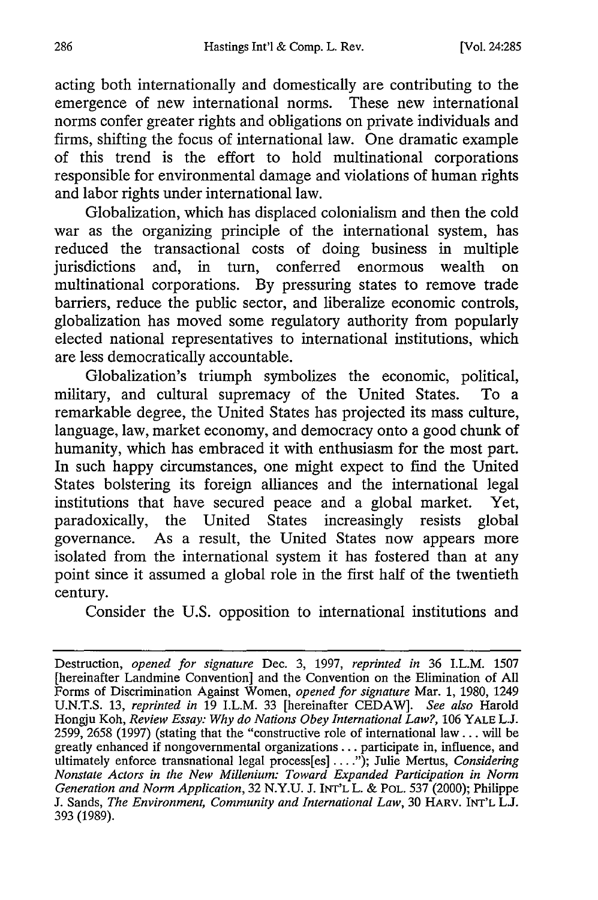acting both internationally and domestically are contributing to the emergence of new international norms. These new international norms confer greater rights and obligations on private individuals and firms, shifting the focus of international law. One dramatic example of this trend is the effort to hold multinational corporations responsible for environmental damage and violations of human rights and labor rights under international law.

Globalization, which has displaced colonialism and then the cold war as the organizing principle of the international system, has reduced the transactional costs of doing business in multiple jurisdictions and, in turn, conferred enormous wealth on multinational corporations. By pressuring states to remove trade barriers, reduce the public sector, and liberalize economic controls, globalization has moved some regulatory authority from popularly elected national representatives to international institutions, which are less democratically accountable.

Globalization's triumph symbolizes the economic, political, military, and cultural supremacy of the United States. To a remarkable degree, the United States has projected its mass culture, language, law, market economy, and democracy onto a good chunk of humanity, which has embraced it with enthusiasm for the most part. In such happy circumstances, one might expect to find the United States bolstering its foreign alliances and the international legal institutions that have secured peace and a global market. Yet, paradoxically, the United States increasingly resists global governance. As a result, the United States now appears more isolated from the international system it has fostered than at any point since it assumed a global role in the first half of the twentieth century.

Consider the U.S. opposition to international institutions and

---

Destruction, *opened for signature* Dec. 3, 1997, *reprinted in* 36 I.L.M. 1507 [hereinafter Landmine Convention] and the Convention on the Elimination of All Forms of Discrimination Against Women, *opened for signature* Mar. 1, 1980, 1249 U.N.T.S. 13, *reprinted in* 19 I.L.M. 33 [hereinafter CEDAW]. *See also* Harold Hongju Koh, *Review Essay: Why do Nations Obey International Law?*, 106 YALE L.J. 2599, 2658 (1997) (stating that the "constructive role of international law . . . will be greatly enhanced if nongovernmental organizations . . . participate in, influence, and ultimately enforce transnational legal process[es] . . . ."); Julie Mertus, *Considering Nonstate Actors in the New Millenium: Toward Expanded Participation in Norm Generation and Norm Application*, 32 N.Y.U. J. INT'L L. & POL. 537 (2000); Philippe J. Sands, *The Environment, Community and International Law*, 30 HARV. INT'L L.J. 393 (1989).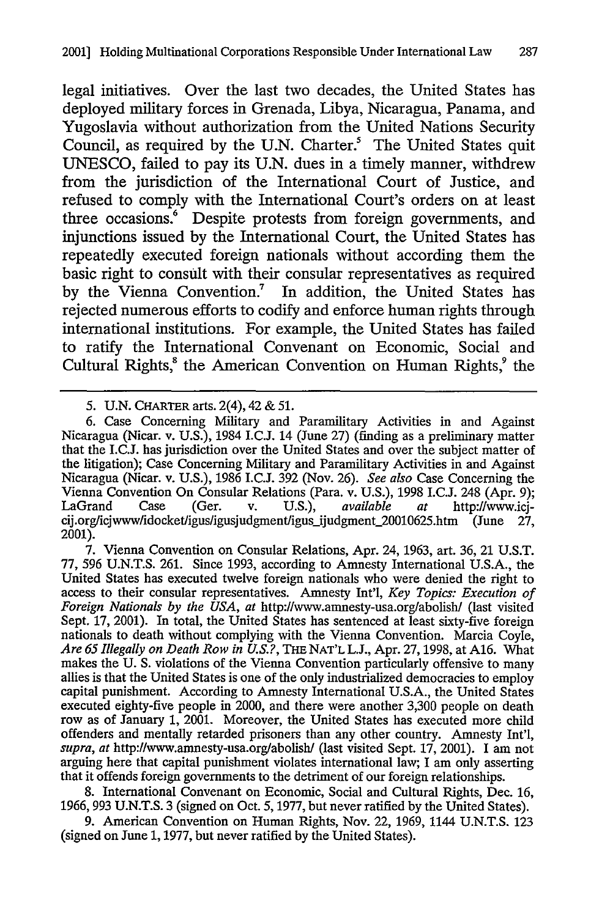legal initiatives. Over the last two decades, the United States has deployed military forces in Grenada, Libya, Nicaragua, Panama, and Yugoslavia without authorization from the United Nations Security Council, as required by the U.N. Charter.[5] The United States quit UNESCO, failed to pay its U.N. dues in a timely manner, withdrew from the jurisdiction of the International Court of Justice, and refused to comply with the International Court's orders on at least three occasions.[6] Despite protests from foreign governments, and injunctions issued by the International Court, the United States has repeatedly executed foreign nationals without according them the basic right to consult with their consular representatives as required by the Vienna Convention.[7] In addition, the United States has rejected numerous efforts to codify and enforce human rights through international institutions. For example, the United States has failed to ratify the International Convenant on Economic, Social and Cultural Rights,[8] the American Convention on Human Rights,[9] the

---

5. U.N. CHARTER arts. 2(4), 42 & 51.

6. Case Concerning Military and Paramilitary Activities in and Against Nicaragua (Nicar. v. U.S.), 1984 I.C.J. 14 (June 27) (finding as a preliminary matter that the I.C.J. has jurisdiction over the United States and over the subject matter of the litigation); Case Concerning Military and Paramilitary Activities in and Against Nicaragua (Nicar. v. U.S.), 1986 I.C.J. 392 (Nov. 26). *See also* Case Concerning the Vienna Convention On Consular Relations (Para. v. U.S.), 1998 I.C.J. 248 (Apr. 9); LaGrand Case (Ger. v. U.S.), *available at* http://www.icj-cij.org/icjwww/idocket/igus/igusjudgment/igus_ijudgment_20010625.htm (June 27, 2001).

7. Vienna Convention on Consular Relations, Apr. 24, 1963, art. 36, 21 U.S.T. 77, 596 U.N.T.S. 261. Since 1993, according to Amnesty International U.S.A., the United States has executed twelve foreign nationals who were denied the right to access to their consular representatives. Amnesty Int'l, *Key Topics: Execution of Foreign Nationals by the USA*, *at* http://www.amnesty-usa.org/abolish/ (last visited Sept. 17, 2001). In total, the United States has sentenced at least sixty-five foreign nationals to death without complying with the Vienna Convention. Marcia Coyle, *Are 65 Illegally on Death Row in U.S.?*, THE NAT'L L.J., Apr. 27, 1998, at A16. What makes the U. S. violations of the Vienna Convention particularly offensive to many allies is that the United States is one of the only industrialized democracies to employ capital punishment. According to Amnesty International U.S.A., the United States executed eighty-five people in 2000, and there were another 3,300 people on death row as of January 1, 2001. Moreover, the United States has executed more child offenders and mentally retarded prisoners than any other country. Amnesty Int'l, *supra*, *at* http://www.amnesty-usa.org/abolish/ (last visited Sept. 17, 2001). I am not arguing here that capital punishment violates international law; I am only asserting that it offends foreign governments to the detriment of our foreign relationships.

8. International Convenant on Economic, Social and Cultural Rights, Dec. 16, 1966, 993 U.N.T.S. 3 (signed on Oct. 5, 1977, but never ratified by the United States).

9. American Convention on Human Rights, Nov. 22, 1969, 1144 U.N.T.S. 123 (signed on June 1, 1977, but never ratified by the United States).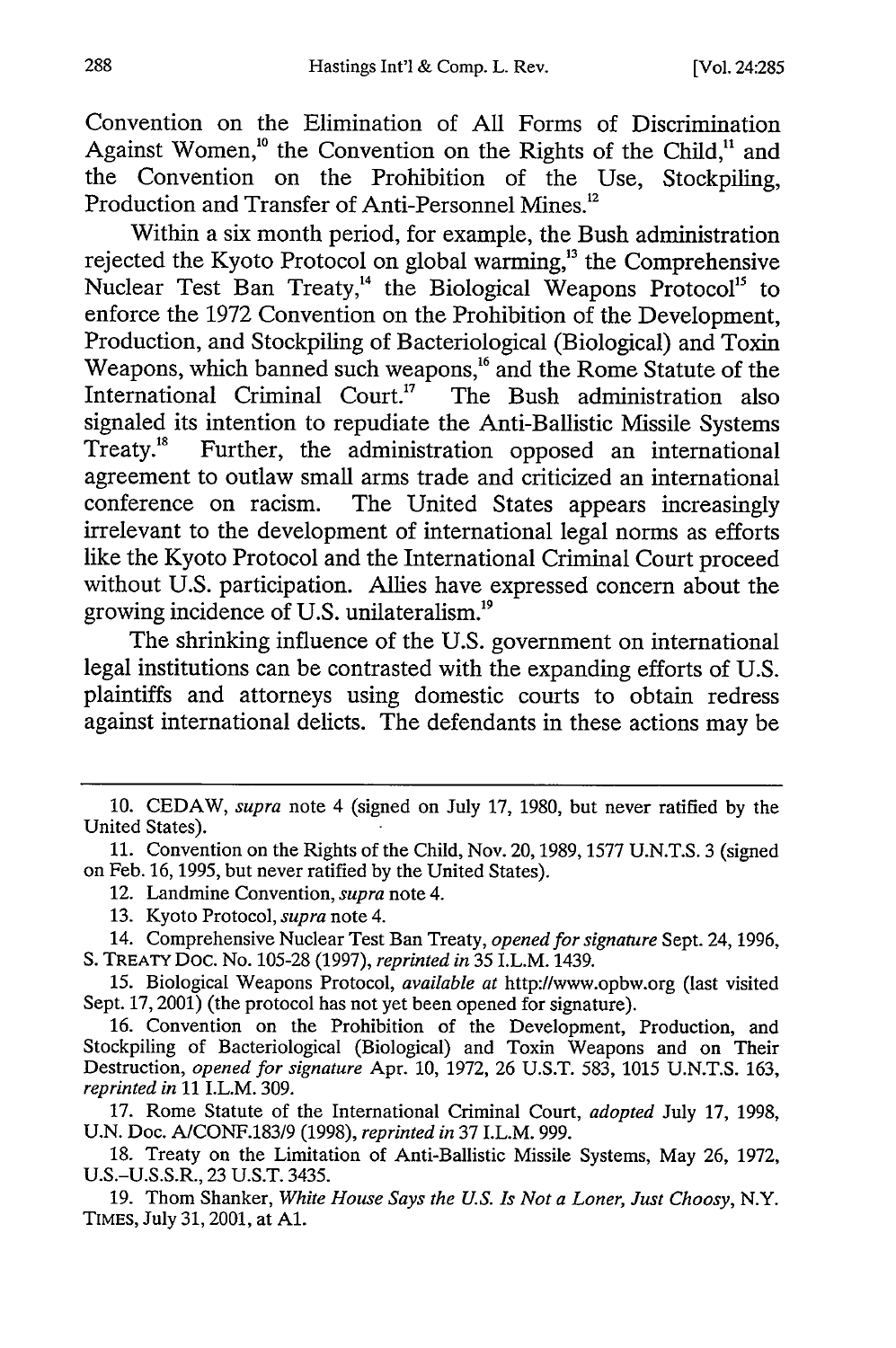Convention on the Elimination of All Forms of Discrimination Against Women,[10] the Convention on the Rights of the Child,[11] and the Convention on the Prohibition of the Use, Stockpiling, Production and Transfer of Anti-Personnel Mines.[12]

Within a six month period, for example, the Bush administration rejected the Kyoto Protocol on global warming,[13] the Comprehensive Nuclear Test Ban Treaty,[14] the Biological Weapons Protocol[15] to enforce the 1972 Convention on the Prohibition of the Development, Production, and Stockpiling of Bacteriological (Biological) and Toxin Weapons, which banned such weapons,[16] and the Rome Statute of the International Criminal Court.[17] The Bush administration also signaled its intention to repudiate the Anti-Ballistic Missile Systems Treaty.[18] Further, the administration opposed an international agreement to outlaw small arms trade and criticized an international conference on racism. The United States appears increasingly irrelevant to the development of international legal norms as efforts like the Kyoto Protocol and the International Criminal Court proceed without U.S. participation. Allies have expressed concern about the growing incidence of U.S. unilateralism.[19]

The shrinking influence of the U.S. government on international legal institutions can be contrasted with the expanding efforts of U.S. plaintiffs and attorneys using domestic courts to obtain redress against international delicts. The defendants in these actions may be

---

10. CEDAW, *supra* note 4 (signed on July 17, 1980, but never ratified by the United States).

11. Convention on the Rights of the Child, Nov. 20, 1989, 1577 U.N.T.S. 3 (signed on Feb. 16, 1995, but never ratified by the United States).

12. Landmine Convention, *supra* note 4.

13. Kyoto Protocol, *supra* note 4.

14. Comprehensive Nuclear Test Ban Treaty, *opened for signature* Sept. 24, 1996, S. TREATY DOC. No. 105-28 (1997), *reprinted in* 35 I.L.M. 1439.

15. Biological Weapons Protocol, *available at* http://www.opbw.org (last visited Sept. 17, 2001) (the protocol has not yet been opened for signature).

16. Convention on the Prohibition of the Development, Production, and Stockpiling of Bacteriological (Biological) and Toxin Weapons and on Their Destruction, *opened for signature* Apr. 10, 1972, 26 U.S.T. 583, 1015 U.N.T.S. 163, *reprinted in* 11 I.L.M. 309.

17. Rome Statute of the International Criminal Court, *adopted* July 17, 1998, U.N. Doc. A/CONF.183/9 (1998), *reprinted in* 37 I.L.M. 999.

18. Treaty on the Limitation of Anti-Ballistic Missile Systems, May 26, 1972, U.S.-U.S.S.R., 23 U.S.T. 3435.

19. Thom Shanker, *White House Says the U.S. Is Not a Loner, Just Choosy*, N.Y. TIMES, July 31, 2001, at A1.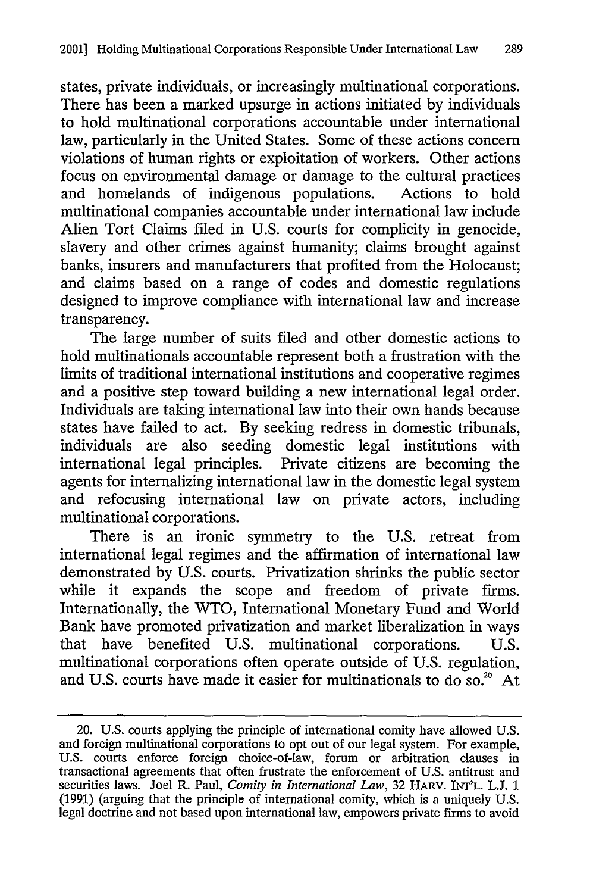states, private individuals, or increasingly multinational corporations. There has been a marked upsurge in actions initiated by individuals to hold multinational corporations accountable under international law, particularly in the United States. Some of these actions concern violations of human rights or exploitation of workers. Other actions focus on environmental damage or damage to the cultural practices and homelands of indigenous populations. Actions to hold multinational companies accountable under international law include Alien Tort Claims filed in U.S. courts for complicity in genocide, slavery and other crimes against humanity; claims brought against banks, insurers and manufacturers that profited from the Holocaust; and claims based on a range of codes and domestic regulations designed to improve compliance with international law and increase transparency.

The large number of suits filed and other domestic actions to hold multinationals accountable represent both a frustration with the limits of traditional international institutions and cooperative regimes and a positive step toward building a new international legal order. Individuals are taking international law into their own hands because states have failed to act. By seeking redress in domestic tribunals, individuals are also seeding domestic legal institutions with international legal principles. Private citizens are becoming the agents for internalizing international law in the domestic legal system and refocusing international law on private actors, including multinational corporations.

There is an ironic symmetry to the U.S. retreat from international legal regimes and the affirmation of international law demonstrated by U.S. courts. Privatization shrinks the public sector while it expands the scope and freedom of private firms. Internationally, the WTO, International Monetary Fund and World Bank have promoted privatization and market liberalization in ways that have benefited U.S. multinational corporations. U.S. multinational corporations often operate outside of U.S. regulation, and U.S. courts have made it easier for multinationals to do so.[20] At

---

20. U.S. courts applying the principle of international comity have allowed U.S. and foreign multinational corporations to opt out of our legal system. For example, U.S. courts enforce foreign choice-of-law, forum or arbitration clauses in transactional agreements that often frustrate the enforcement of U.S. antitrust and securities laws. Joel R. Paul, *Comity in International Law*, 32 HARV. INT'L. L.J. 1 (1991) (arguing that the principle of international comity, which is a uniquely U.S. legal doctrine and not based upon international law, empowers private firms to avoid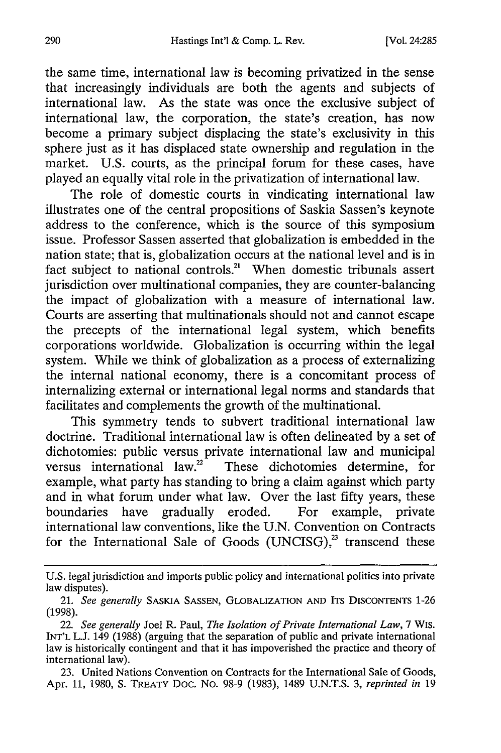the same time, international law is becoming privatized in the sense that increasingly individuals are both the agents and subjects of international law. As the state was once the exclusive subject of international law, the corporation, the state's creation, has now become a primary subject displacing the state's exclusivity in this sphere just as it has displaced state ownership and regulation in the market. U.S. courts, as the principal forum for these cases, have played an equally vital role in the privatization of international law.

The role of domestic courts in vindicating international law illustrates one of the central propositions of Saskia Sassen's keynote address to the conference, which is the source of this symposium issue. Professor Sassen asserted that globalization is embedded in the nation state; that is, globalization occurs at the national level and is in fact subject to national controls.[21] When domestic tribunals assert jurisdiction over multinational companies, they are counter-balancing the impact of globalization with a measure of international law. Courts are asserting that multinationals should not and cannot escape the precepts of the international legal system, which benefits corporations worldwide. Globalization is occurring within the legal system. While we think of globalization as a process of externalizing the internal national economy, there is a concomitant process of internalizing external or international legal norms and standards that facilitates and complements the growth of the multinational.

This symmetry tends to subvert traditional international law doctrine. Traditional international law is often delineated by a set of dichotomies: public versus private international law and municipal versus international law.[22] These dichotomies determine, for example, what party has standing to bring a claim against which party and in what forum under what law. Over the last fifty years, these boundaries have gradually eroded. For example, private international law conventions, like the U.N. Convention on Contracts for the International Sale of Goods (UNCISG),[23] transcend these

---

U.S. legal jurisdiction and imports public policy and international politics into private law disputes).

21. *See generally* SASKIA SASSEN, GLOBALIZATION AND ITS DISCONTENTS 1-26 (1998).

22. *See generally* Joel R. Paul, *The Isolation of Private International Law*, 7 WIS. INT'L L.J. 149 (1988) (arguing that the separation of public and private international law is historically contingent and that it has impoverished the practice and theory of international law).

23. United Nations Convention on Contracts for the International Sale of Goods, Apr. 11, 1980, S. TREATY DOC. NO. 98-9 (1983), 1489 U.N.T.S. 3, *reprinted in* 19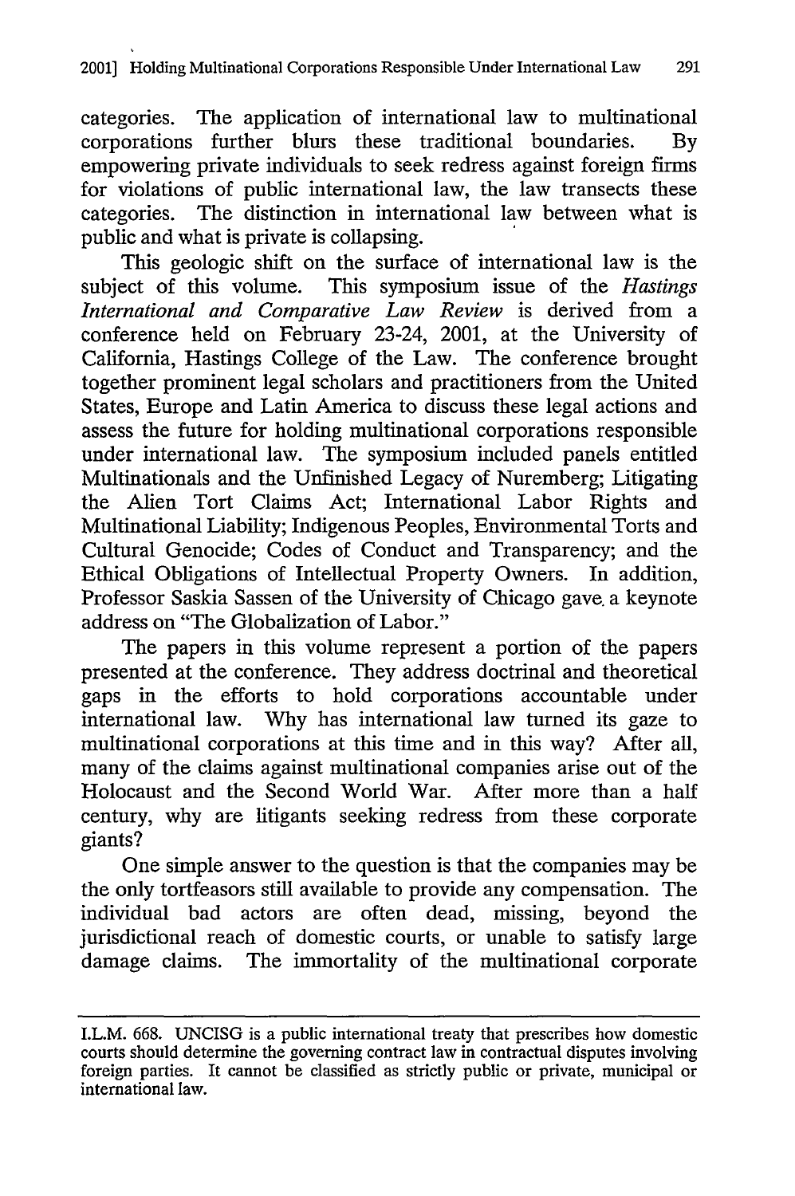categories. The application of international law to multinational corporations further blurs these traditional boundaries. By empowering private individuals to seek redress against foreign firms for violations of public international law, the law transects these categories. The distinction in international law between what is public and what is private is collapsing.

This geologic shift on the surface of international law is the subject of this volume. This symposium issue of the *Hastings International and Comparative Law Review* is derived from a conference held on February 23-24, 2001, at the University of California, Hastings College of the Law. The conference brought together prominent legal scholars and practitioners from the United States, Europe and Latin America to discuss these legal actions and assess the future for holding multinational corporations responsible under international law. The symposium included panels entitled Multinationals and the Unfinished Legacy of Nuremberg; Litigating the Alien Tort Claims Act; International Labor Rights and Multinational Liability; Indigenous Peoples, Environmental Torts and Cultural Genocide; Codes of Conduct and Transparency; and the Ethical Obligations of Intellectual Property Owners. In addition, Professor Saskia Sassen of the University of Chicago gave a keynote address on "The Globalization of Labor."

The papers in this volume represent a portion of the papers presented at the conference. They address doctrinal and theoretical gaps in the efforts to hold corporations accountable under international law. Why has international law turned its gaze to multinational corporations at this time and in this way? After all, many of the claims against multinational companies arise out of the Holocaust and the Second World War. After more than a half century, why are litigants seeking redress from these corporate giants?

One simple answer to the question is that the companies may be the only tortfeasors still available to provide any compensation. The individual bad actors are often dead, missing, beyond the jurisdictional reach of domestic courts, or unable to satisfy large damage claims. The immortality of the multinational corporate

---

I.L.M. 668. UNCISG is a public international treaty that prescribes how domestic courts should determine the governing contract law in contractual disputes involving foreign parties. It cannot be classified as strictly public or private, municipal or international law.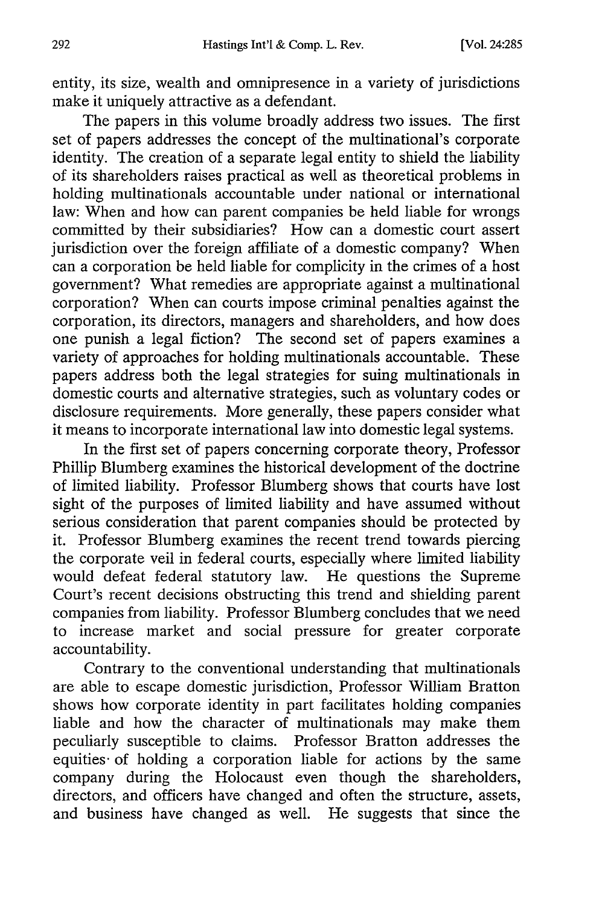entity, its size, wealth and omnipresence in a variety of jurisdictions make it uniquely attractive as a defendant.

The papers in this volume broadly address two issues. The first set of papers addresses the concept of the multinational's corporate identity. The creation of a separate legal entity to shield the liability of its shareholders raises practical as well as theoretical problems in holding multinationals accountable under national or international law: When and how can parent companies be held liable for wrongs committed by their subsidiaries? How can a domestic court assert jurisdiction over the foreign affiliate of a domestic company? When can a corporation be held liable for complicity in the crimes of a host government? What remedies are appropriate against a multinational corporation? When can courts impose criminal penalties against the corporation, its directors, managers and shareholders, and how does one punish a legal fiction? The second set of papers examines a variety of approaches for holding multinationals accountable. These papers address both the legal strategies for suing multinationals in domestic courts and alternative strategies, such as voluntary codes or disclosure requirements. More generally, these papers consider what it means to incorporate international law into domestic legal systems.

In the first set of papers concerning corporate theory, Professor Phillip Blumberg examines the historical development of the doctrine of limited liability. Professor Blumberg shows that courts have lost sight of the purposes of limited liability and have assumed without serious consideration that parent companies should be protected by it. Professor Blumberg examines the recent trend towards piercing the corporate veil in federal courts, especially where limited liability would defeat federal statutory law. He questions the Supreme Court's recent decisions obstructing this trend and shielding parent companies from liability. Professor Blumberg concludes that we need to increase market and social pressure for greater corporate accountability.

Contrary to the conventional understanding that multinationals are able to escape domestic jurisdiction, Professor William Bratton shows how corporate identity in part facilitates holding companies liable and how the character of multinationals may make them peculiarly susceptible to claims. Professor Bratton addresses the equities of holding a corporation liable for actions by the same company during the Holocaust even though the shareholders, directors, and officers have changed and often the structure, assets, and business have changed as well. He suggests that since the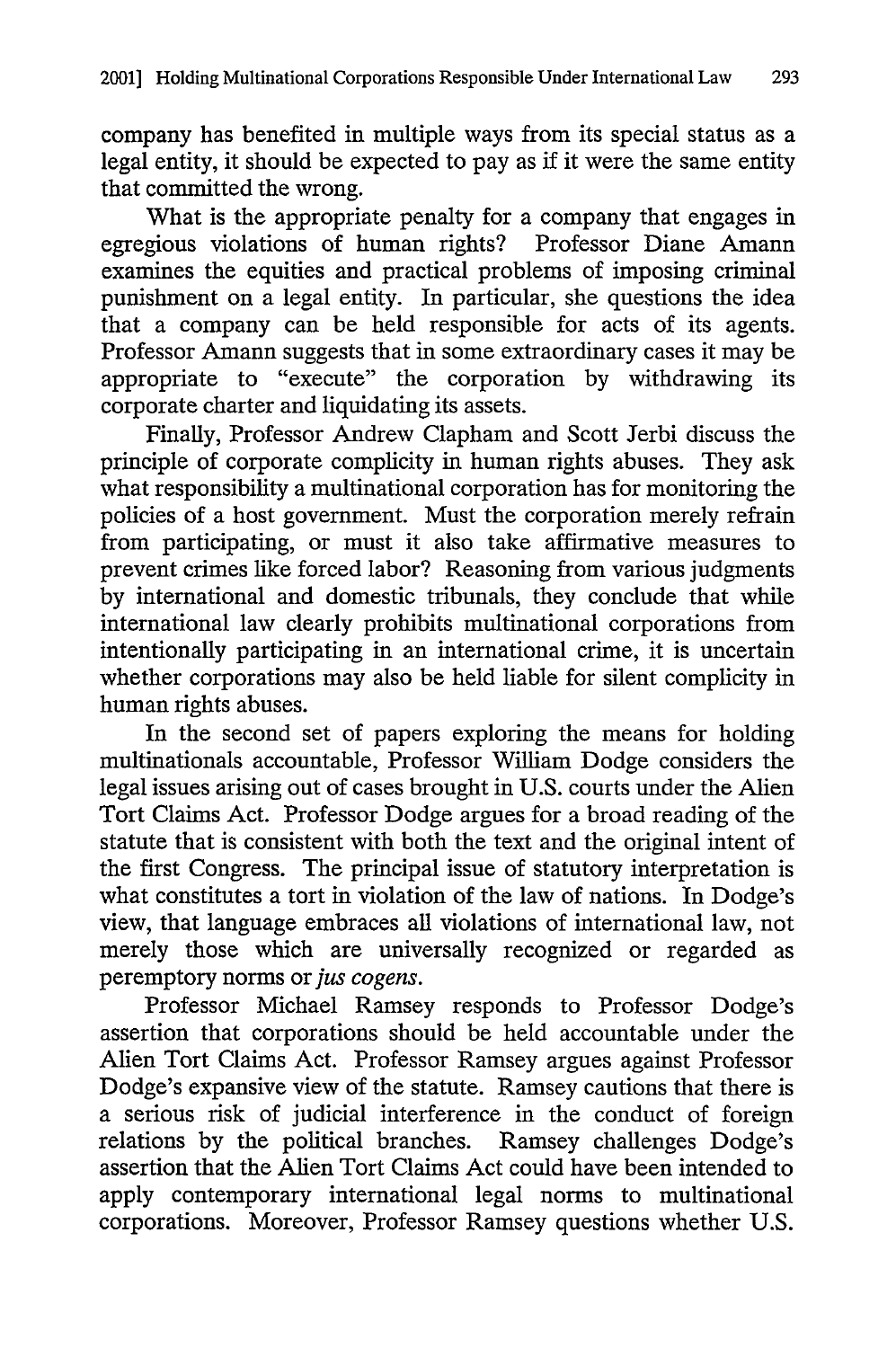company has benefited in multiple ways from its special status as a legal entity, it should be expected to pay as if it were the same entity that committed the wrong.

What is the appropriate penalty for a company that engages in egregious violations of human rights? Professor Diane Amann examines the equities and practical problems of imposing criminal punishment on a legal entity. In particular, she questions the idea that a company can be held responsible for acts of its agents. Professor Amann suggests that in some extraordinary cases it may be appropriate to "execute" the corporation by withdrawing its corporate charter and liquidating its assets.

Finally, Professor Andrew Clapham and Scott Jerbi discuss the principle of corporate complicity in human rights abuses. They ask what responsibility a multinational corporation has for monitoring the policies of a host government. Must the corporation merely refrain from participating, or must it also take affirmative measures to prevent crimes like forced labor? Reasoning from various judgments by international and domestic tribunals, they conclude that while international law clearly prohibits multinational corporations from intentionally participating in an international crime, it is uncertain whether corporations may also be held liable for silent complicity in human rights abuses.

In the second set of papers exploring the means for holding multinationals accountable, Professor William Dodge considers the legal issues arising out of cases brought in U.S. courts under the Alien Tort Claims Act. Professor Dodge argues for a broad reading of the statute that is consistent with both the text and the original intent of the first Congress. The principal issue of statutory interpretation is what constitutes a tort in violation of the law of nations. In Dodge's view, that language embraces all violations of international law, not merely those which are universally recognized or regarded as peremptory norms or *jus cogens*.

Professor Michael Ramsey responds to Professor Dodge's assertion that corporations should be held accountable under the Alien Tort Claims Act. Professor Ramsey argues against Professor Dodge's expansive view of the statute. Ramsey cautions that there is a serious risk of judicial interference in the conduct of foreign relations by the political branches. Ramsey challenges Dodge's assertion that the Alien Tort Claims Act could have been intended to apply contemporary international legal norms to multinational corporations. Moreover, Professor Ramsey questions whether U.S.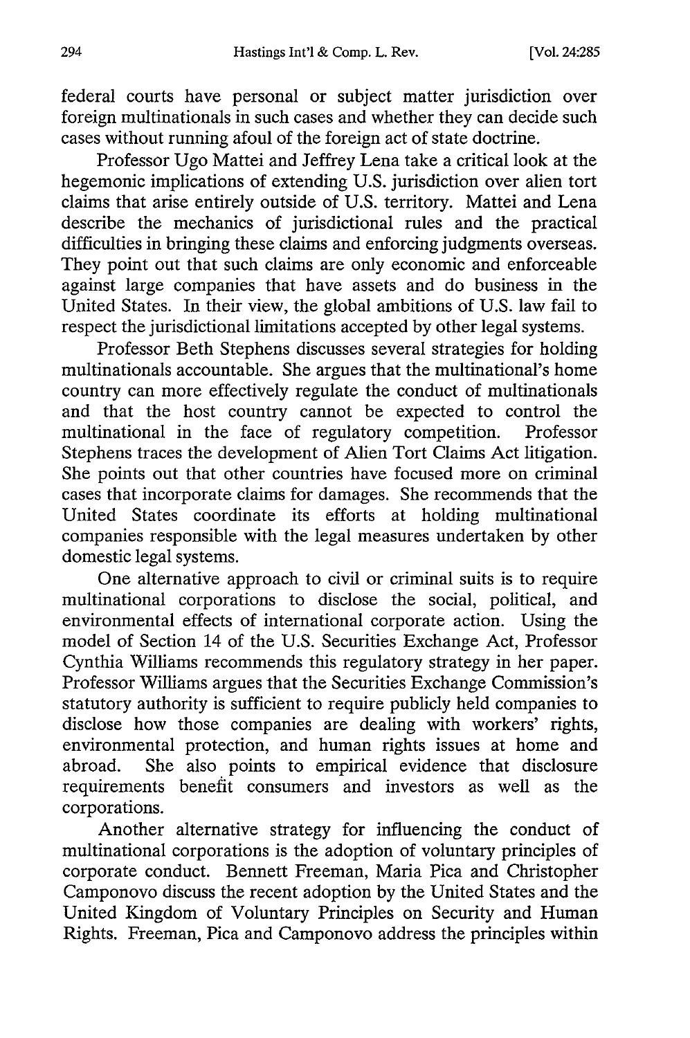federal courts have personal or subject matter jurisdiction over foreign multinationals in such cases and whether they can decide such cases without running afoul of the foreign act of state doctrine.

Professor Ugo Mattei and Jeffrey Lena take a critical look at the hegemonic implications of extending U.S. jurisdiction over alien tort claims that arise entirely outside of U.S. territory. Mattei and Lena describe the mechanics of jurisdictional rules and the practical difficulties in bringing these claims and enforcing judgments overseas. They point out that such claims are only economic and enforceable against large companies that have assets and do business in the United States. In their view, the global ambitions of U.S. law fail to respect the jurisdictional limitations accepted by other legal systems.

Professor Beth Stephens discusses several strategies for holding multinationals accountable. She argues that the multinational's home country can more effectively regulate the conduct of multinationals and that the host country cannot be expected to control the multinational in the face of regulatory competition. Professor Stephens traces the development of Alien Tort Claims Act litigation. She points out that other countries have focused more on criminal cases that incorporate claims for damages. She recommends that the United States coordinate its efforts at holding multinational companies responsible with the legal measures undertaken by other domestic legal systems.

One alternative approach to civil or criminal suits is to require multinational corporations to disclose the social, political, and environmental effects of international corporate action. Using the model of Section 14 of the U.S. Securities Exchange Act, Professor Cynthia Williams recommends this regulatory strategy in her paper. Professor Williams argues that the Securities Exchange Commission's statutory authority is sufficient to require publicly held companies to disclose how those companies are dealing with workers' rights, environmental protection, and human rights issues at home and abroad. She also points to empirical evidence that disclosure requirements benefit consumers and investors as well as the corporations.

Another alternative strategy for influencing the conduct of multinational corporations is the adoption of voluntary principles of corporate conduct. Bennett Freeman, Maria Pica and Christopher Camponovo discuss the recent adoption by the United States and the United Kingdom of Voluntary Principles on Security and Human Rights. Freeman, Pica and Camponovo address the principles within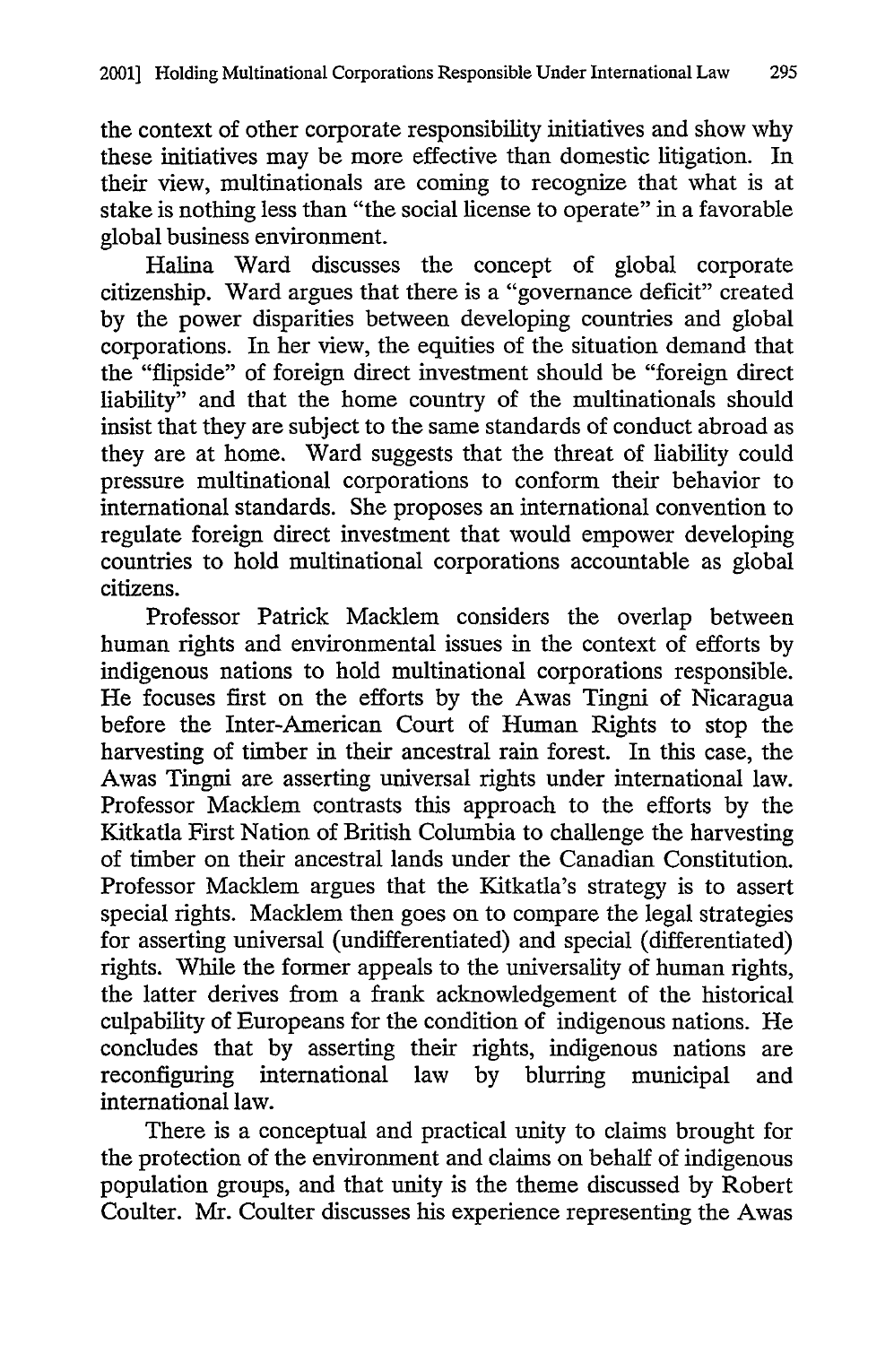the context of other corporate responsibility initiatives and show why these initiatives may be more effective than domestic litigation. In their view, multinationals are coming to recognize that what is at stake is nothing less than "the social license to operate" in a favorable global business environment.

Halina Ward discusses the concept of global corporate citizenship. Ward argues that there is a "governance deficit" created by the power disparities between developing countries and global corporations. In her view, the equities of the situation demand that the "flipside" of foreign direct investment should be "foreign direct liability" and that the home country of the multinationals should insist that they are subject to the same standards of conduct abroad as they are at home. Ward suggests that the threat of liability could pressure multinational corporations to conform their behavior to international standards. She proposes an international convention to regulate foreign direct investment that would empower developing countries to hold multinational corporations accountable as global citizens.

Professor Patrick Macklem considers the overlap between human rights and environmental issues in the context of efforts by indigenous nations to hold multinational corporations responsible. He focuses first on the efforts by the Awas Tingni of Nicaragua before the Inter-American Court of Human Rights to stop the harvesting of timber in their ancestral rain forest. In this case, the Awas Tingni are asserting universal rights under international law. Professor Macklem contrasts this approach to the efforts by the Kitkatla First Nation of British Columbia to challenge the harvesting of timber on their ancestral lands under the Canadian Constitution. Professor Macklem argues that the Kitkatla's strategy is to assert special rights. Macklem then goes on to compare the legal strategies for asserting universal (undifferentiated) and special (differentiated) rights. While the former appeals to the universality of human rights, the latter derives from a frank acknowledgement of the historical culpability of Europeans for the condition of indigenous nations. He concludes that by asserting their rights, indigenous nations are reconfiguring international law by blurring municipal and international law.

There is a conceptual and practical unity to claims brought for the protection of the environment and claims on behalf of indigenous population groups, and that unity is the theme discussed by Robert Coulter. Mr. Coulter discusses his experience representing the Awas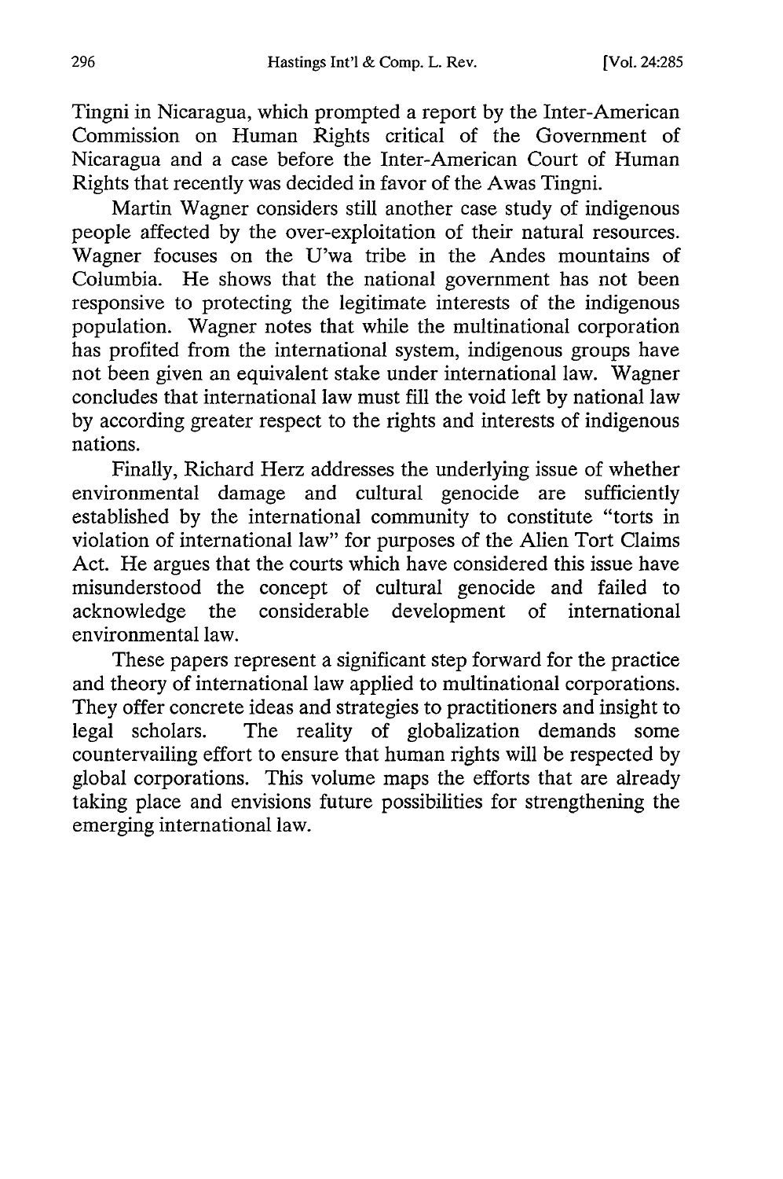Tingni in Nicaragua, which prompted a report by the Inter-American Commission on Human Rights critical of the Government of Nicaragua and a case before the Inter-American Court of Human Rights that recently was decided in favor of the Awas Tingni.

Martin Wagner considers still another case study of indigenous people affected by the over-exploitation of their natural resources. Wagner focuses on the U'wa tribe in the Andes mountains of Columbia. He shows that the national government has not been responsive to protecting the legitimate interests of the indigenous population. Wagner notes that while the multinational corporation has profited from the international system, indigenous groups have not been given an equivalent stake under international law. Wagner concludes that international law must fill the void left by national law by according greater respect to the rights and interests of indigenous nations.

Finally, Richard Herz addresses the underlying issue of whether environmental damage and cultural genocide are sufficiently established by the international community to constitute "torts in violation of international law" for purposes of the Alien Tort Claims Act. He argues that the courts which have considered this issue have misunderstood the concept of cultural genocide and failed to acknowledge the considerable development of international environmental law.

These papers represent a significant step forward for the practice and theory of international law applied to multinational corporations. They offer concrete ideas and strategies to practitioners and insight to legal scholars. The reality of globalization demands some countervailing effort to ensure that human rights will be respected by global corporations. This volume maps the efforts that are already taking place and envisions future possibilities for strengthening the emerging international law.